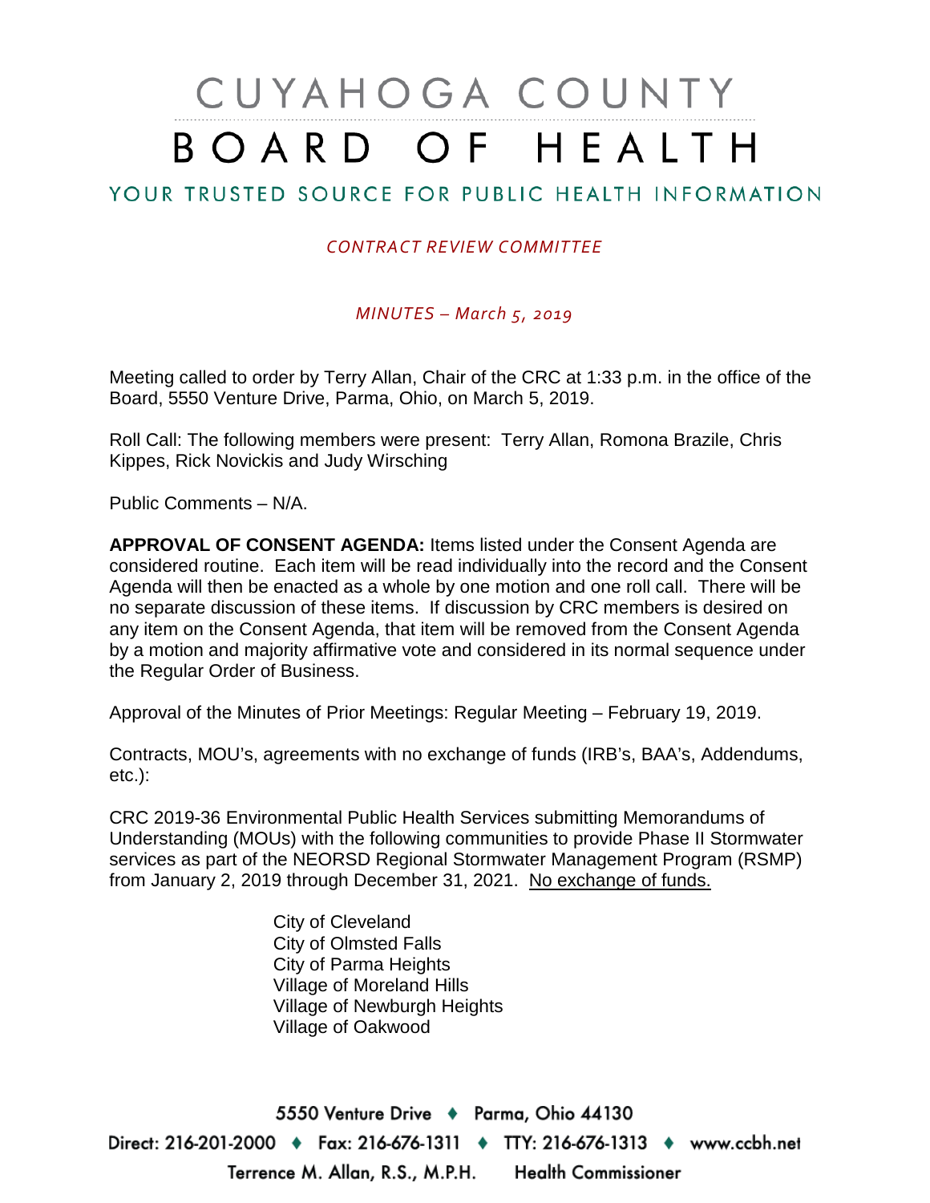# CUYAHOGA COUNTY BOARD OF HEALTH

## YOUR TRUSTED SOURCE FOR PUBLIC HEALTH INFORMATION

*CONTRACT REVIEW COMMITTEE*

*MINUTES – March 5, 2019*

Meeting called to order by Terry Allan, Chair of the CRC at 1:33 p.m. in the office of the Board, 5550 Venture Drive, Parma, Ohio, on March 5, 2019.

Roll Call: The following members were present: Terry Allan, Romona Brazile, Chris Kippes, Rick Novickis and Judy Wirsching

Public Comments – N/A.

**APPROVAL OF CONSENT AGENDA:** Items listed under the Consent Agenda are considered routine. Each item will be read individually into the record and the Consent Agenda will then be enacted as a whole by one motion and one roll call. There will be no separate discussion of these items. If discussion by CRC members is desired on any item on the Consent Agenda, that item will be removed from the Consent Agenda by a motion and majority affirmative vote and considered in its normal sequence under the Regular Order of Business.

Approval of the Minutes of Prior Meetings: Regular Meeting – February 19, 2019.

Contracts, MOU's, agreements with no exchange of funds (IRB's, BAA's, Addendums, etc.):

CRC 2019-36 Environmental Public Health Services submitting Memorandums of Understanding (MOUs) with the following communities to provide Phase II Stormwater services as part of the NEORSD Regional Stormwater Management Program (RSMP) from January 2, 2019 through December 31, 2021. No exchange of funds.

- City of Cleveland
- City of Olmsted Falls
- City of Parma Heights
- Village of Moreland Hills
- Village of Newburgh Heights
- Village of Oakwood

5550 Venture Drive ♦ Parma, Ohio 44130

Direct: 216-201-2000 ♦ Fax: 216-676-1311 ♦ TTY: 216-676-1313 ♦ www.ccbh.net

Terrence M. Allan, R.S., M.P.H. Health Commissioner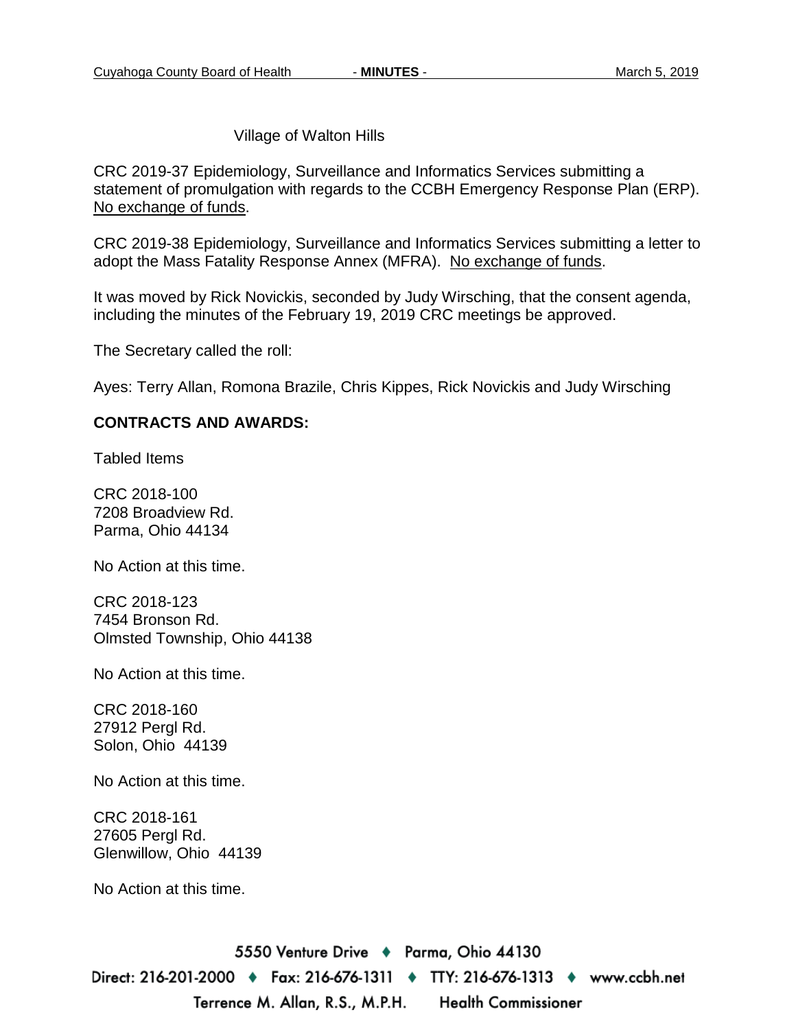Village of Walton Hills

CRC 2019-37 Epidemiology, Surveillance and Informatics Services submitting a statement of promulgation with regards to the CCBH Emergency Response Plan (ERP). No exchange of funds.

CRC 2019-38 Epidemiology, Surveillance and Informatics Services submitting a letter to adopt the Mass Fatality Response Annex (MFRA). No exchange of funds.

It was moved by Rick Novickis, seconded by Judy Wirsching, that the consent agenda, including the minutes of the February 19, 2019 CRC meetings be approved.

The Secretary called the roll:

Ayes: Terry Allan, Romona Brazile, Chris Kippes, Rick Novickis and Judy Wirsching

**CONTRACTS AND AWARDS:**

Tabled Items

CRC 2018-100
7208 Broadview Rd.
Parma, Ohio 44134

No Action at this time.

CRC 2018-123
7454 Bronson Rd.
Olmsted Township, Ohio 44138

No Action at this time.

CRC 2018-160
27912 Pergl Rd.
Solon, Ohio 44139

No Action at this time.

CRC 2018-161
27605 Pergl Rd.
Glenwillow, Ohio 44139

No Action at this time.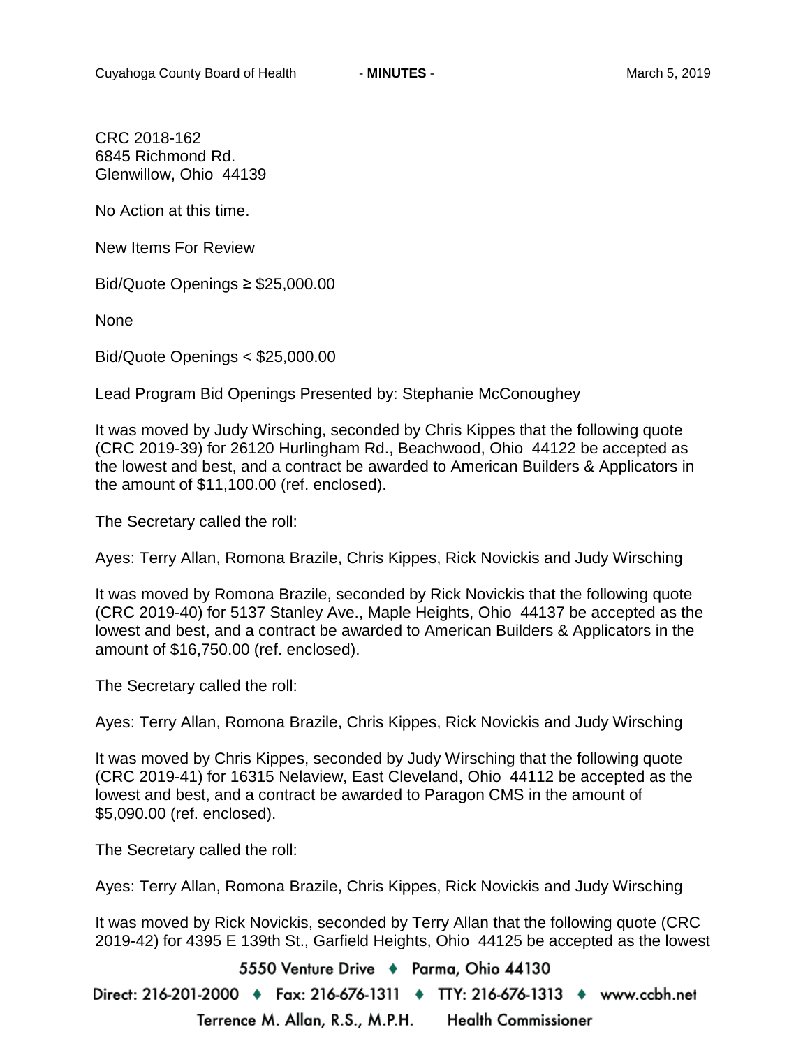CRC 2018-162
6845 Richmond Rd.
Glenwillow, Ohio 44139

No Action at this time.

New Items For Review

Bid/Quote Openings ≥ $25,000.00

None

Bid/Quote Openings < $25,000.00

Lead Program Bid Openings Presented by: Stephanie McConoughey

It was moved by Judy Wirsching, seconded by Chris Kippes that the following quote (CRC 2019-39) for 26120 Hurlingham Rd., Beachwood, Ohio 44122 be accepted as the lowest and best, and a contract be awarded to American Builders & Applicators in the amount of $11,100.00 (ref. enclosed).

The Secretary called the roll:

Ayes: Terry Allan, Romona Brazile, Chris Kippes, Rick Novickis and Judy Wirsching

It was moved by Romona Brazile, seconded by Rick Novickis that the following quote (CRC 2019-40) for 5137 Stanley Ave., Maple Heights, Ohio 44137 be accepted as the lowest and best, and a contract be awarded to American Builders & Applicators in the amount of $16,750.00 (ref. enclosed).

The Secretary called the roll:

Ayes: Terry Allan, Romona Brazile, Chris Kippes, Rick Novickis and Judy Wirsching

It was moved by Chris Kippes, seconded by Judy Wirsching that the following quote (CRC 2019-41) for 16315 Nelaview, East Cleveland, Ohio 44112 be accepted as the lowest and best, and a contract be awarded to Paragon CMS in the amount of $5,090.00 (ref. enclosed).

The Secretary called the roll:

Ayes: Terry Allan, Romona Brazile, Chris Kippes, Rick Novickis and Judy Wirsching

It was moved by Rick Novickis, seconded by Terry Allan that the following quote (CRC 2019-42) for 4395 E 139th St., Garfield Heights, Ohio 44125 be accepted as the lowest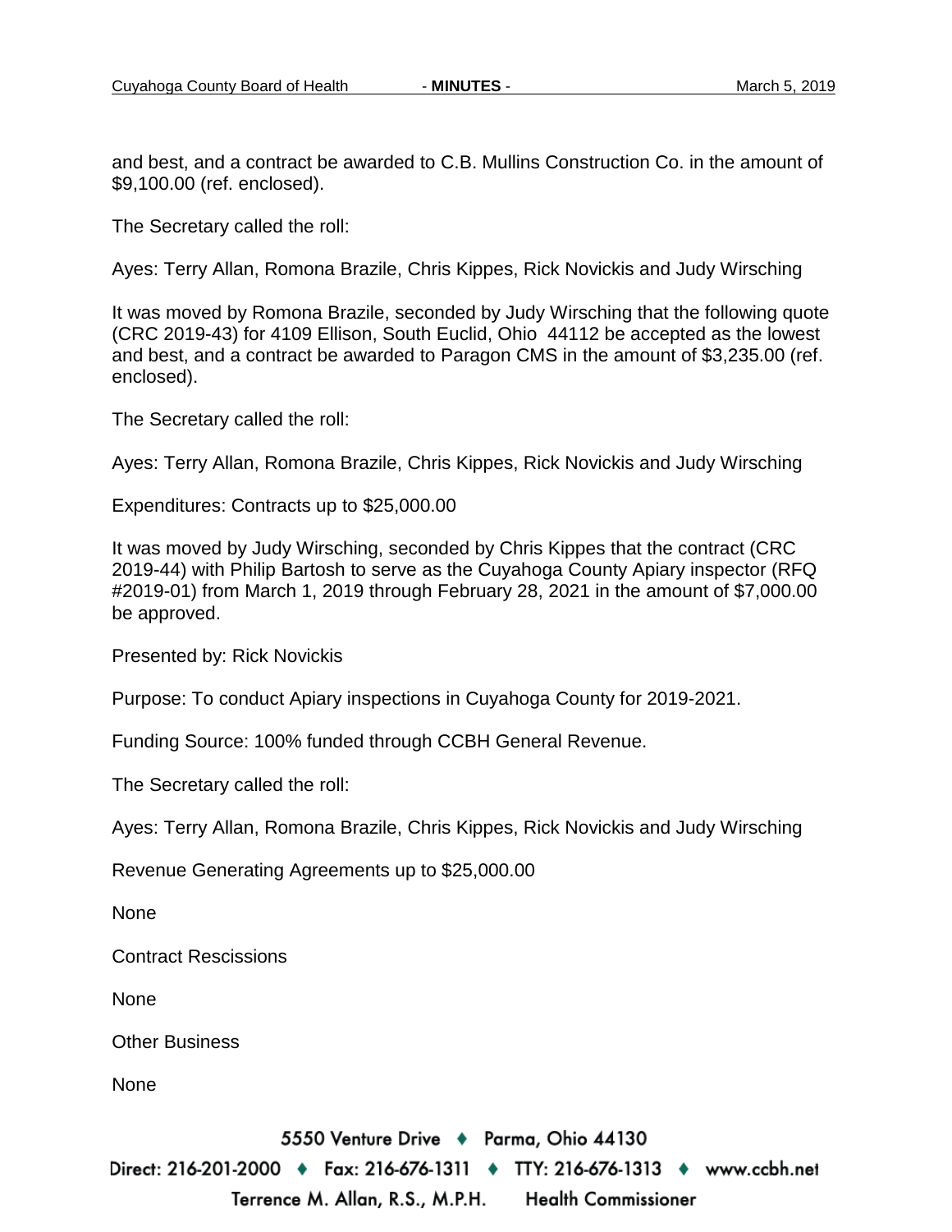and best, and a contract be awarded to C.B. Mullins Construction Co. in the amount of $9,100.00 (ref. enclosed).

The Secretary called the roll:

Ayes: Terry Allan, Romona Brazile, Chris Kippes, Rick Novickis and Judy Wirsching

It was moved by Romona Brazile, seconded by Judy Wirsching that the following quote (CRC 2019-43) for 4109 Ellison, South Euclid, Ohio 44112 be accepted as the lowest and best, and a contract be awarded to Paragon CMS in the amount of $3,235.00 (ref. enclosed).

The Secretary called the roll:

Ayes: Terry Allan, Romona Brazile, Chris Kippes, Rick Novickis and Judy Wirsching

Expenditures: Contracts up to $25,000.00

It was moved by Judy Wirsching, seconded by Chris Kippes that the contract (CRC 2019-44) with Philip Bartosh to serve as the Cuyahoga County Apiary inspector (RFQ #2019-01) from March 1, 2019 through February 28, 2021 in the amount of $7,000.00 be approved.

Presented by: Rick Novickis

Purpose: To conduct Apiary inspections in Cuyahoga County for 2019-2021.

Funding Source: 100% funded through CCBH General Revenue.

The Secretary called the roll:

Ayes: Terry Allan, Romona Brazile, Chris Kippes, Rick Novickis and Judy Wirsching

Revenue Generating Agreements up to $25,000.00

None

Contract Rescissions

None

Other Business

None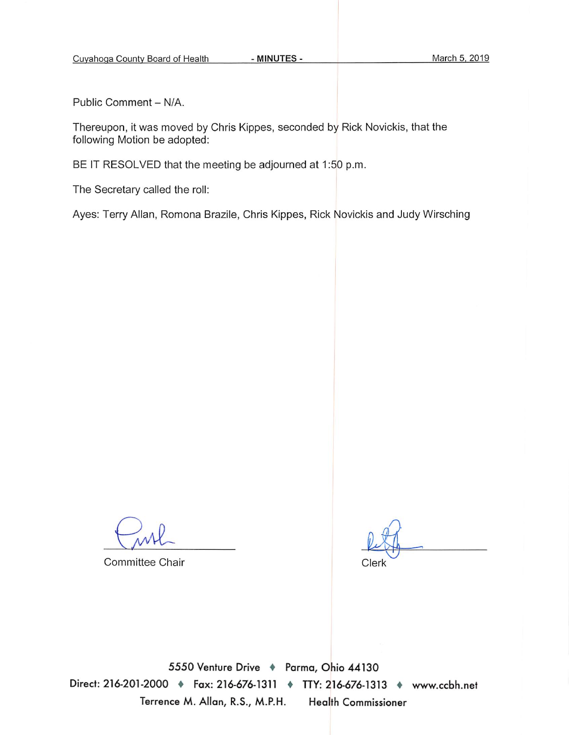Public Comment – N/A.

Thereupon, it was moved by Chris Kippes, seconded by Rick Novickis, that the following Motion be adopted:

BE IT RESOLVED that the meeting be adjourned at 1:50 p.m.

The Secretary called the roll:

Ayes: Terry Allan, Romona Brazile, Chris Kippes, Rick Novickis and Judy Wirsching

Committee Chair

Clerk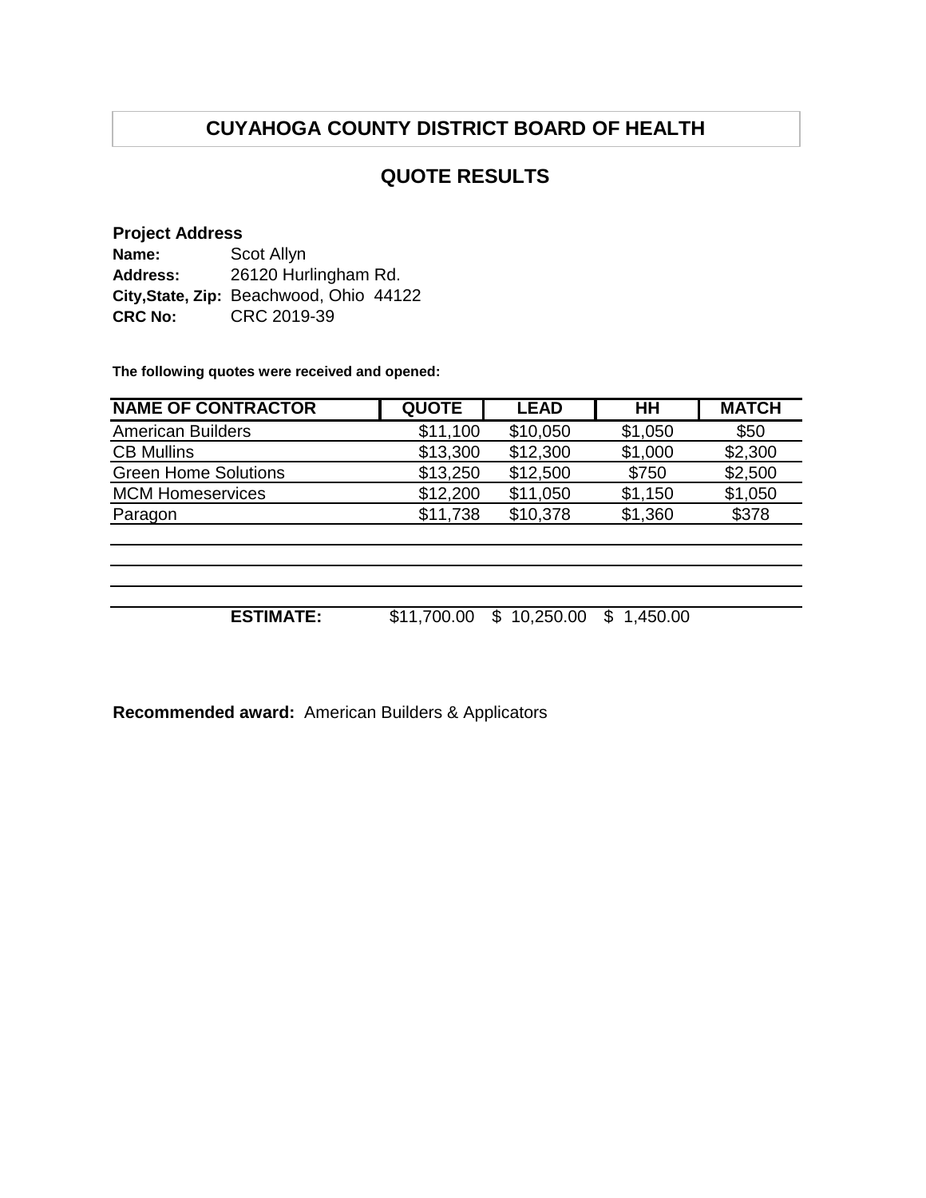# CUYAHOGA COUNTY DISTRICT BOARD OF HEALTH

## QUOTE RESULTS

**Project Address**

**Name:** Scot Allyn
**Address:** 26120 Hurlingham Rd.
**City,State, Zip:** Beachwood, Ohio 44122
**CRC No:** CRC 2019-39

**The following quotes were received and opened:**

| NAME OF CONTRACTOR | QUOTE | LEAD | HH | MATCH |
|---|---|---|---|---|
| American Builders | $11,100 | $10,050 | $1,050 | $50 |
| CB Mullins | $13,300 | $12,300 | $1,000 | $2,300 |
| Green Home Solutions | $13,250 | $12,500 | $750 | $2,500 |
| MCM Homeservices | $12,200 | $11,050 | $1,150 | $1,050 |
| Paragon | $11,738 | $10,378 | $1,360 | $378 |
| | | | | |
| | | | | |
| | | | | |
| **ESTIMATE:** | $11,700.00 | $ 10,250.00 | $ 1,450.00 | |

**Recommended award:** American Builders & Applicators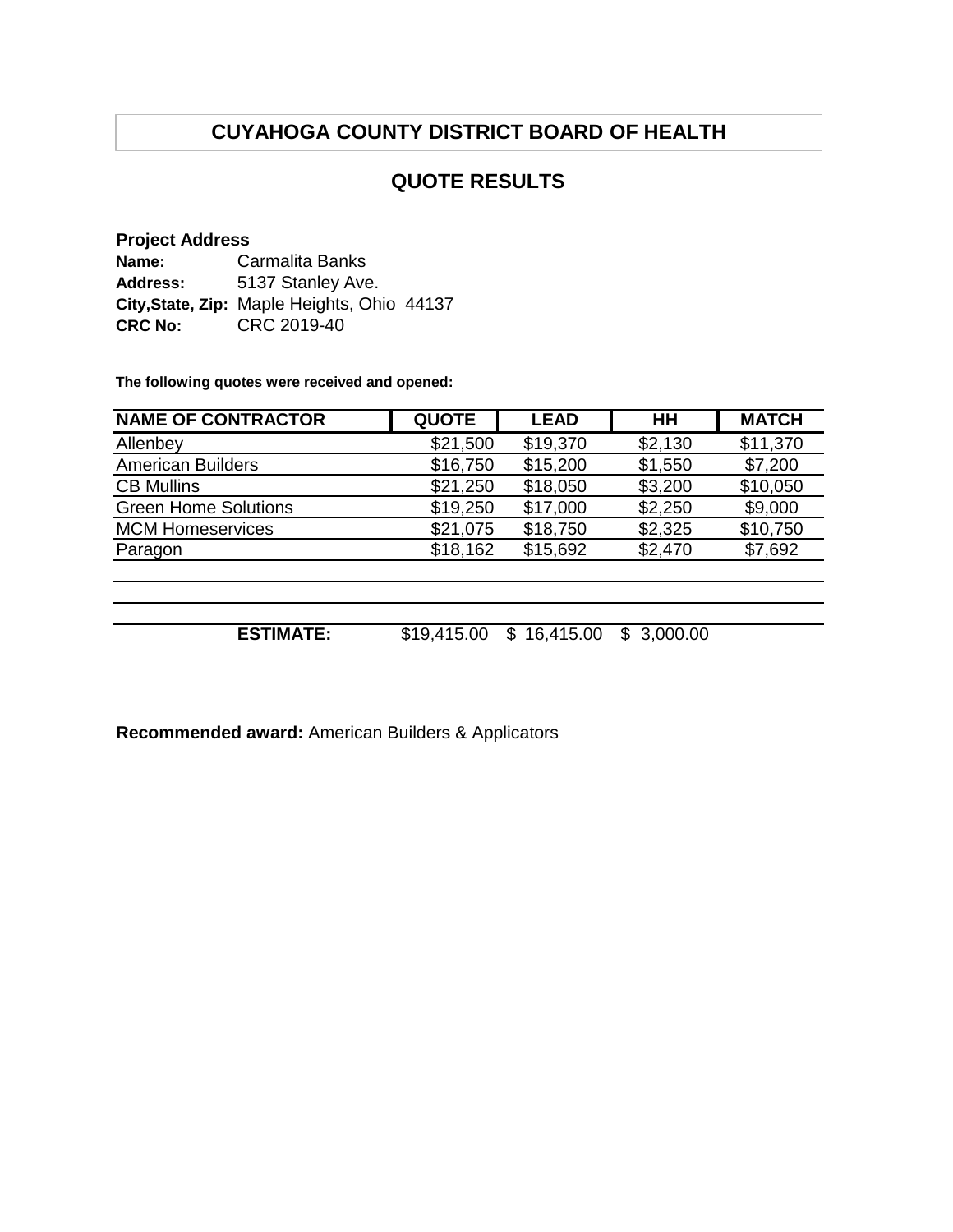# CUYAHOGA COUNTY DISTRICT BOARD OF HEALTH

## QUOTE RESULTS

**Project Address**

**Name:** Carmalita Banks
**Address:** 5137 Stanley Ave.
**City,State, Zip:** Maple Heights, Ohio 44137
**CRC No:** CRC 2019-40

**The following quotes were received and opened:**

| NAME OF CONTRACTOR | QUOTE | LEAD | HH | MATCH |
|---|---|---|---|---|
| Allenbey | $21,500 | $19,370 | $2,130 | $11,370 |
| American Builders | $16,750 | $15,200 | $1,550 | $7,200 |
| CB Mullins | $21,250 | $18,050 | $3,200 | $10,050 |
| Green Home Solutions | $19,250 | $17,000 | $2,250 | $9,000 |
| MCM Homeservices | $21,075 | $18,750 | $2,325 | $10,750 |
| Paragon | $18,162 | $15,692 | $2,470 | $7,692 |
| | | | | |
| | | | | |
| **ESTIMATE:** | $19,415.00 | $ 16,415.00 | $ 3,000.00 | |

**Recommended award:** American Builders & Applicators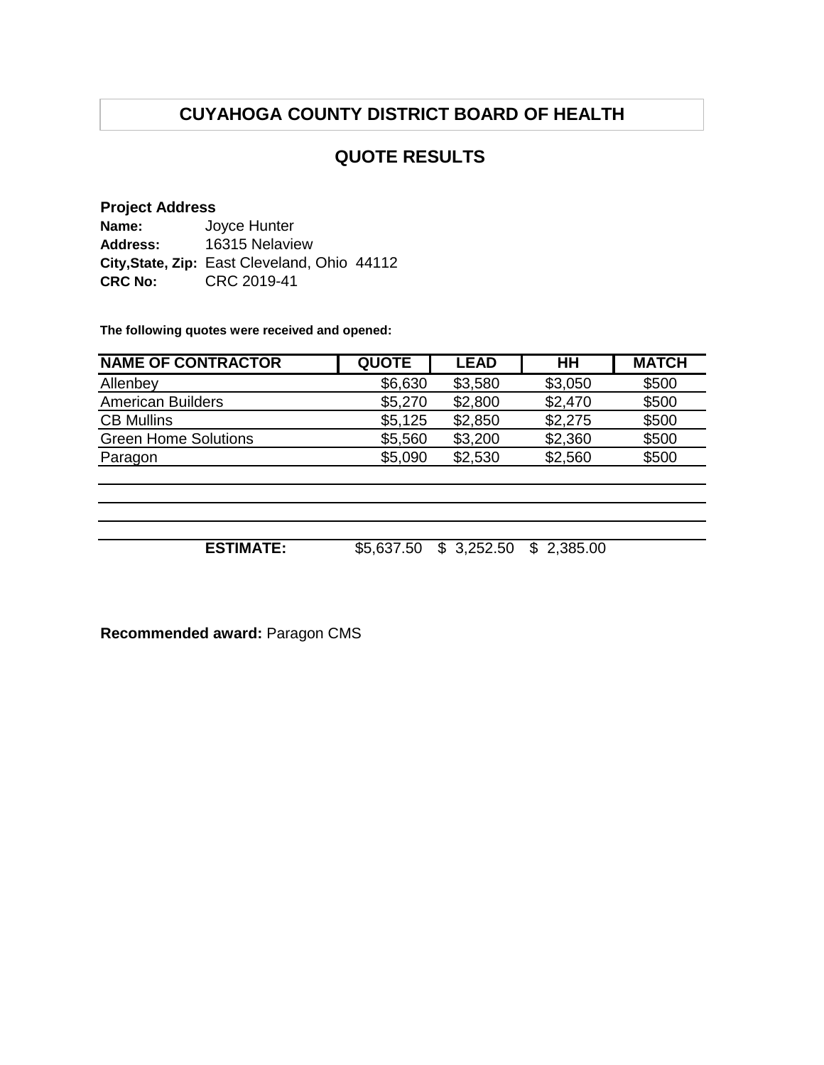# CUYAHOGA COUNTY DISTRICT BOARD OF HEALTH

## QUOTE RESULTS

**Project Address**

**Name:** Joyce Hunter
**Address:** 16315 Nelaview
**City,State, Zip:** East Cleveland, Ohio 44112
**CRC No:** CRC 2019-41

**The following quotes were received and opened:**

| NAME OF CONTRACTOR | QUOTE | LEAD | HH | MATCH |
|---|---|---|---|---|
| Allenbey | $6,630 | $3,580 | $3,050 | $500 |
| American Builders | $5,270 | $2,800 | $2,470 | $500 |
| CB Mullins | $5,125 | $2,850 | $2,275 | $500 |
| Green Home Solutions | $5,560 | $3,200 | $2,360 | $500 |
| Paragon | $5,090 | $2,530 | $2,560 | $500 |
| | | | | |
| | | | | |
| | | | | |
| **ESTIMATE:** | $5,637.50 | $ 3,252.50 | $ 2,385.00 | |

**Recommended award:** Paragon CMS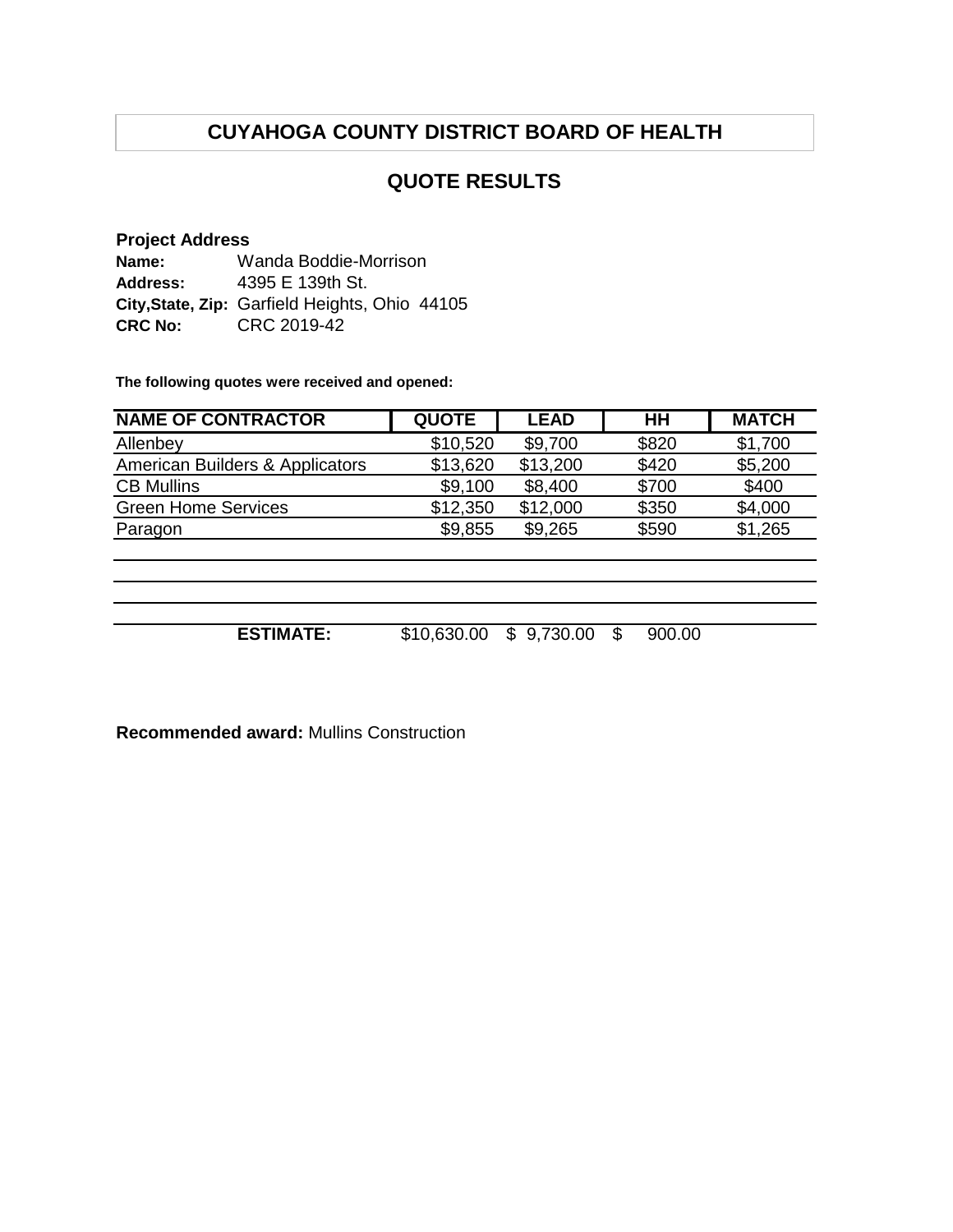# CUYAHOGA COUNTY DISTRICT BOARD OF HEALTH

## QUOTE RESULTS

**Project Address**
**Name:** Wanda Boddie-Morrison
**Address:** 4395 E 139th St.
**City,State, Zip:** Garfield Heights, Ohio 44105
**CRC No:** CRC 2019-42

**The following quotes were received and opened:**

| NAME OF CONTRACTOR | QUOTE | LEAD | HH | MATCH |
|---|---|---|---|---|
| Allenbey | $10,520 | $9,700 | $820 | $1,700 |
| American Builders & Applicators | $13,620 | $13,200 | $420 | $5,200 |
| CB Mullins | $9,100 | $8,400 | $700 | $400 |
| Green Home Services | $12,350 | $12,000 | $350 | $4,000 |
| Paragon | $9,855 | $9,265 | $590 | $1,265 |
| | | | | |
| | | | | |
| | | | | |
| **ESTIMATE:** | $10,630.00 | $ 9,730.00 | $ 900.00 | |

**Recommended award:** Mullins Construction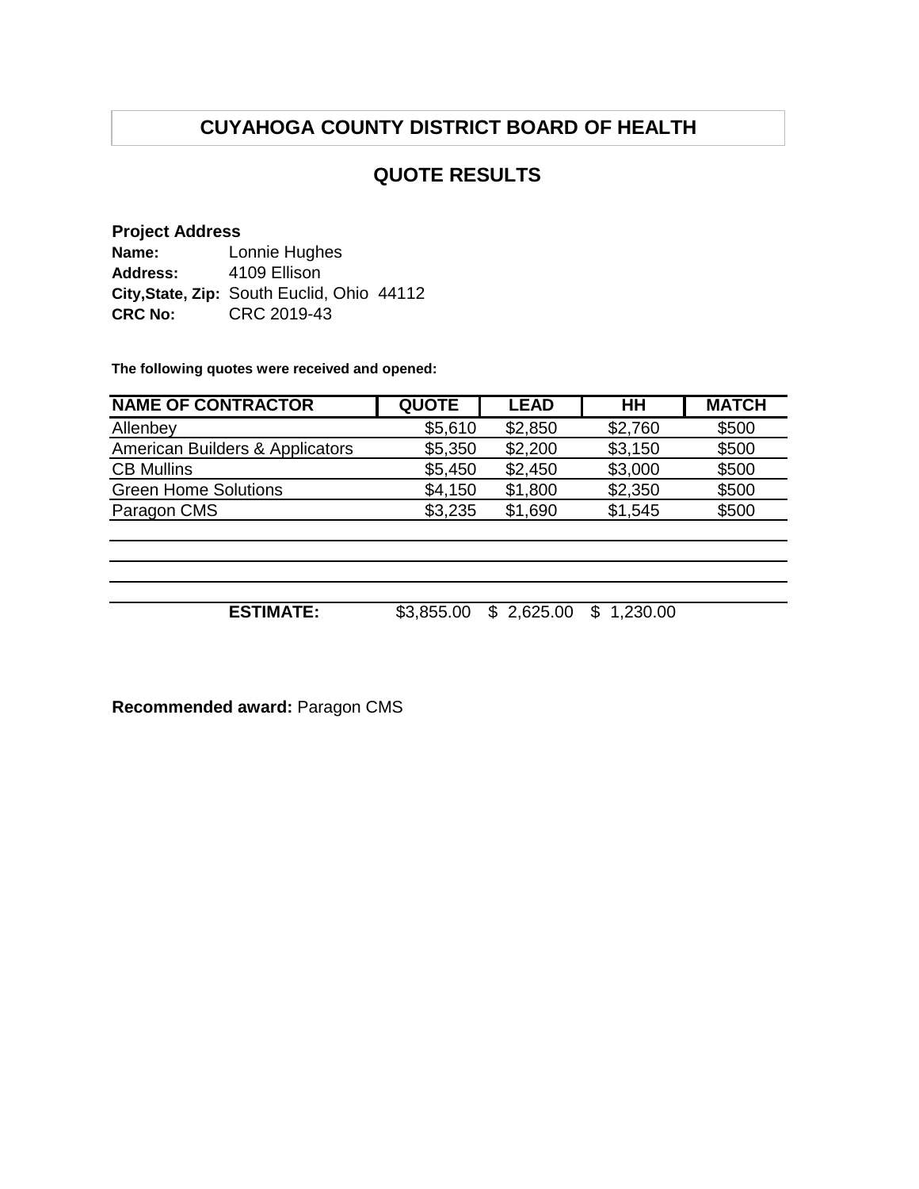# CUYAHOGA COUNTY DISTRICT BOARD OF HEALTH

## QUOTE RESULTS

**Project Address**
**Name:** Lonnie Hughes
**Address:** 4109 Ellison
**City,State, Zip:** South Euclid, Ohio 44112
**CRC No:** CRC 2019-43

**The following quotes were received and opened:**

| NAME OF CONTRACTOR | QUOTE | LEAD | HH | MATCH |
|---|---|---|---|---|
| Allenbey | $5,610 | $2,850 | $2,760 | $500 |
| American Builders & Applicators | $5,350 | $2,200 | $3,150 | $500 |
| CB Mullins | $5,450 | $2,450 | $3,000 | $500 |
| Green Home Solutions | $4,150 | $1,800 | $2,350 | $500 |
| Paragon CMS | $3,235 | $1,690 | $1,545 | $500 |
| | | | | |
| | | | | |
| | | | | |
| **ESTIMATE:** | $3,855.00 | $ 2,625.00 | $ 1,230.00 | |

**Recommended award:** Paragon CMS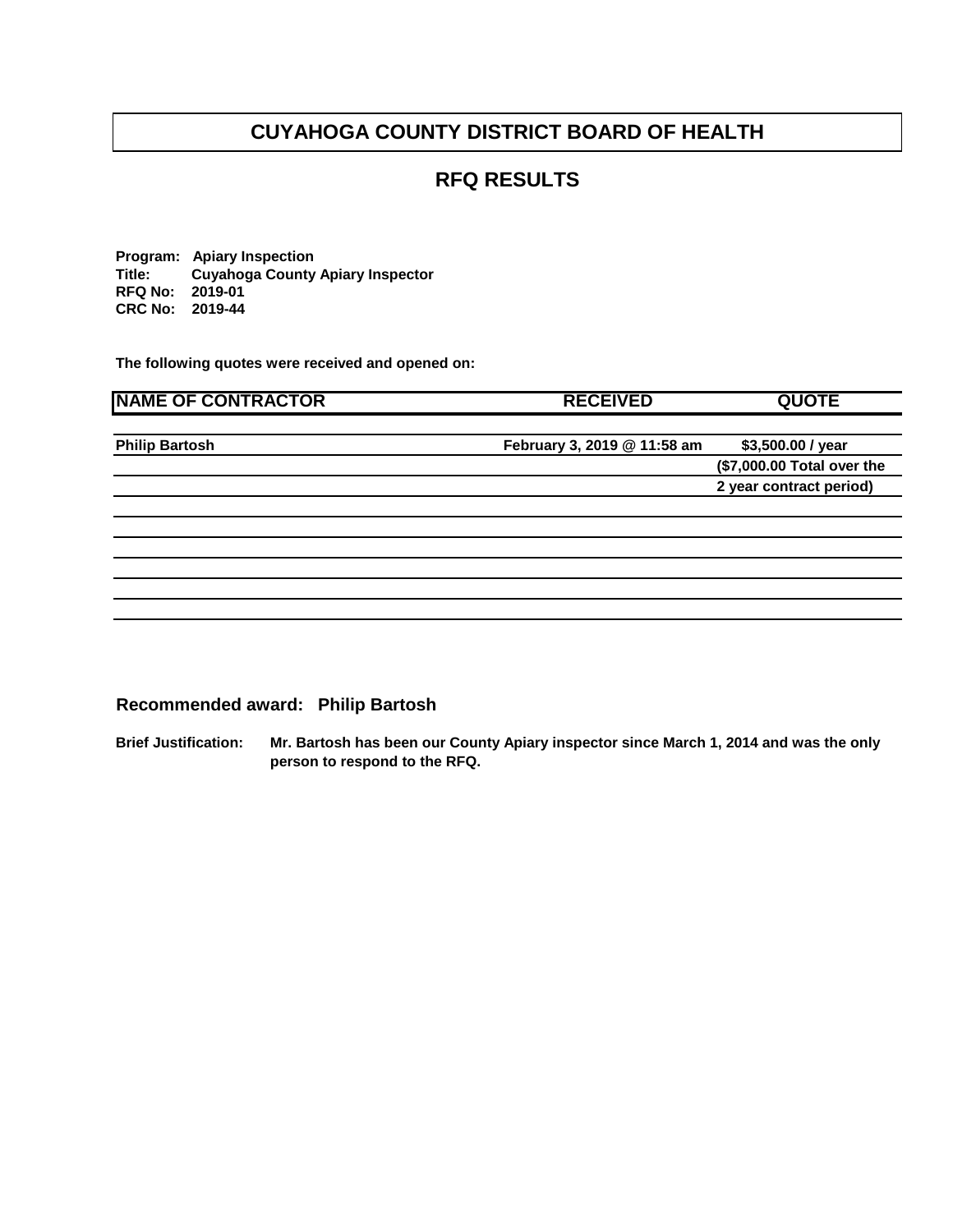# CUYAHOGA COUNTY DISTRICT BOARD OF HEALTH

## RFQ RESULTS

**Program:** Apiary Inspection
**Title:** Cuyahoga County Apiary Inspector
**RFQ No:** 2019-01
**CRC No:** 2019-44

**The following quotes were received and opened on:**

| NAME OF CONTRACTOR | RECEIVED | QUOTE |
|---|---|---|
| Philip Bartosh | February 3, 2019 @ 11:58 am | \$3,500.00 / year (\$7,000.00 Total over the 2 year contract period) |

**Recommended award: Philip Bartosh**

**Brief Justification:** Mr. Bartosh has been our County Apiary inspector since March 1, 2014 and was the only person to respond to the RFQ.